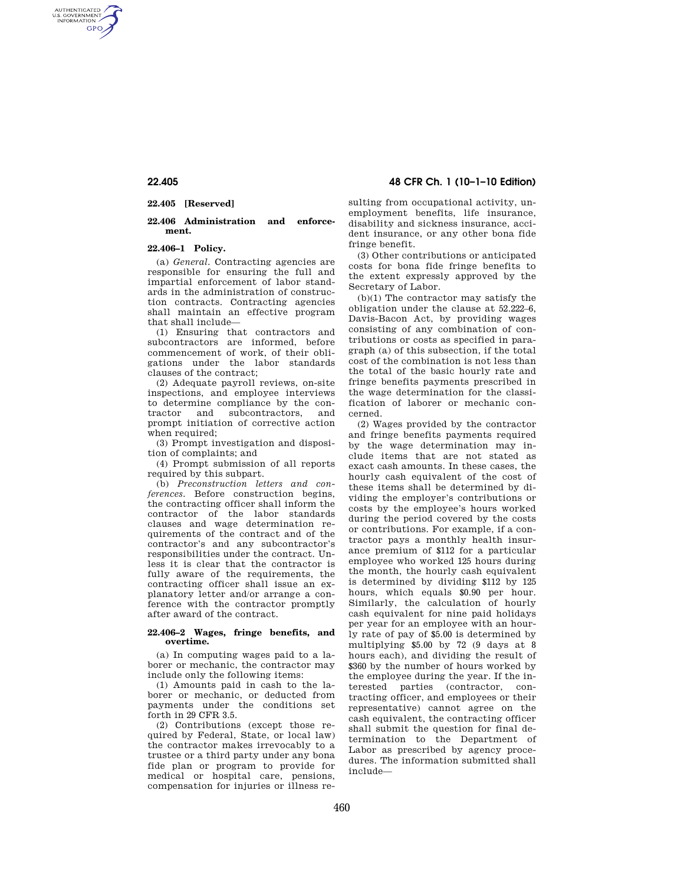### 22.405 [Reserved]

### 22.406 Administration and enforcement.

#### 22.406–1 Policy.

(a) *General.* Contracting agencies are responsible for ensuring the full and impartial enforcement of labor standards in the administration of construction contracts. Contracting agencies shall maintain an effective program that shall include—

(1) Ensuring that contractors and subcontractors are informed, before commencement of work, of their obligations under the labor standards clauses of the contract;

(2) Adequate payroll reviews, on-site inspections, and employee interviews to determine compliance by the contractor and subcontractors, and prompt initiation of corrective action when required;

(3) Prompt investigation and disposition of complaints; and

(4) Prompt submission of all reports required by this subpart.

(b) *Preconstruction letters and conferences.* Before construction begins, the contracting officer shall inform the contractor of the labor standards clauses and wage determination requirements of the contract and of the contractor's and any subcontractor's responsibilities under the contract. Unless it is clear that the contractor is fully aware of the requirements, the contracting officer shall issue an explanatory letter and/or arrange a conference with the contractor promptly after award of the contract.

#### 22.406–2 Wages, fringe benefits, and overtime.

(a) In computing wages paid to a laborer or mechanic, the contractor may include only the following items:

(1) Amounts paid in cash to the laborer or mechanic, or deducted from payments under the conditions set forth in 29 CFR 3.5.

(2) Contributions (except those required by Federal, State, or local law) the contractor makes irrevocably to a trustee or a third party under any bona fide plan or program to provide for medical or hospital care, pensions, compensation for injuries or illness resulting from occupational activity, unemployment benefits, life insurance, disability and sickness insurance, accident insurance, or any other bona fide fringe benefit.

(3) Other contributions or anticipated costs for bona fide fringe benefits to the extent expressly approved by the Secretary of Labor.

(b)(1) The contractor may satisfy the obligation under the clause at 52.222–6, Davis-Bacon Act, by providing wages consisting of any combination of contributions or costs as specified in paragraph (a) of this subsection, if the total cost of the combination is not less than the total of the basic hourly rate and fringe benefits payments prescribed in the wage determination for the classification of laborer or mechanic concerned.

(2) Wages provided by the contractor and fringe benefits payments required by the wage determination may include items that are not stated as exact cash amounts. In these cases, the hourly cash equivalent of the cost of these items shall be determined by dividing the employer's contributions or costs by the employee's hours worked during the period covered by the costs or contributions. For example, if a contractor pays a monthly health insurance premium of $112 for a particular employee who worked 125 hours during the month, the hourly cash equivalent is determined by dividing $112 by 125 hours, which equals $0.90 per hour. Similarly, the calculation of hourly cash equivalent for nine paid holidays per year for an employee with an hourly rate of pay of $5.00 is determined by multiplying $5.00 by 72 (9 days at 8 hours each), and dividing the result of $360 by the number of hours worked by the employee during the year. If the interested parties (contractor, contracting officer, and employees or their representative) cannot agree on the cash equivalent, the contracting officer shall submit the question for final determination to the Department of Labor as prescribed by agency procedures. The information submitted shall include—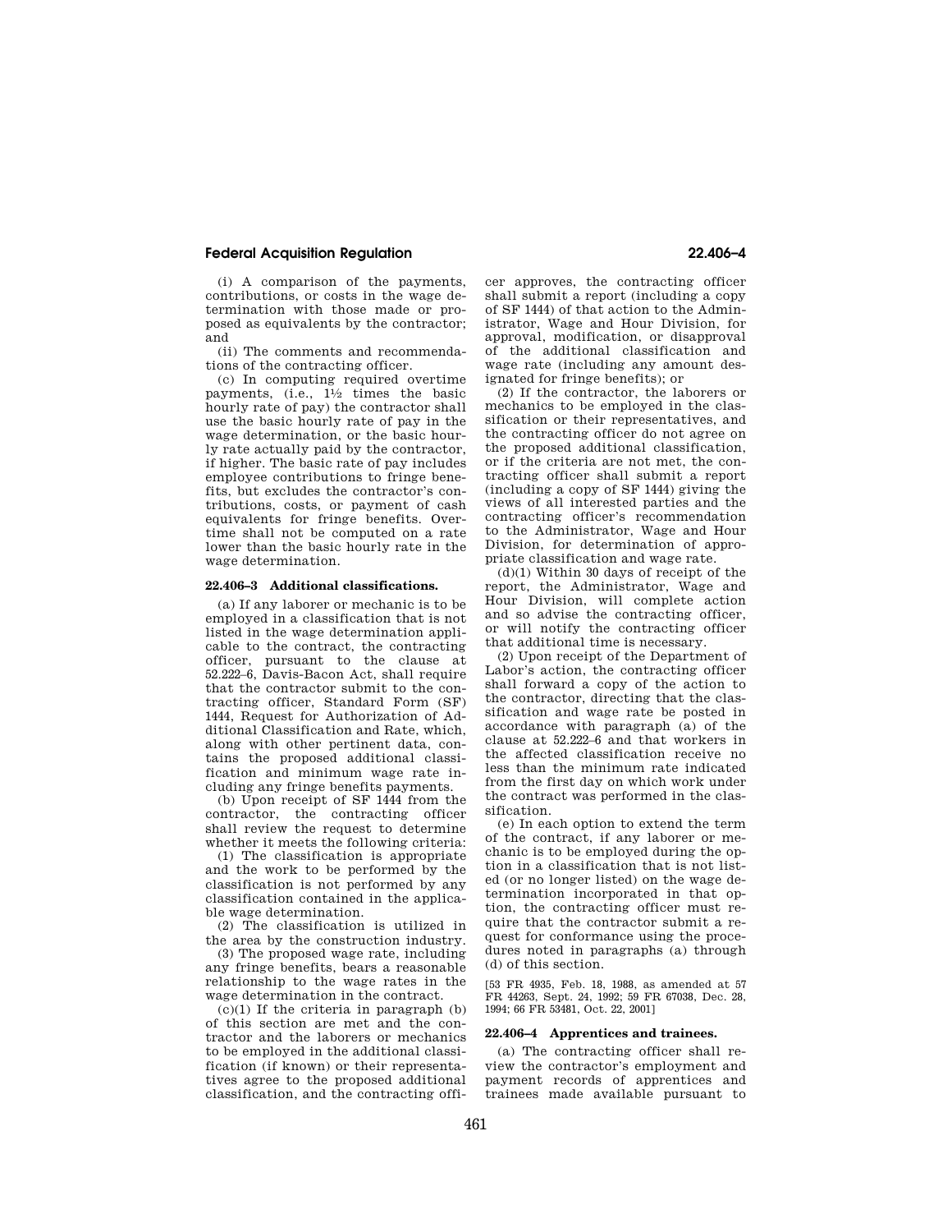(i) A comparison of the payments, contributions, or costs in the wage determination with those made or proposed as equivalents by the contractor; and

(ii) The comments and recommendations of the contracting officer.

(c) In computing required overtime payments, (i.e., 1½ times the basic hourly rate of pay) the contractor shall use the basic hourly rate of pay in the wage determination, or the basic hourly rate actually paid by the contractor, if higher. The basic rate of pay includes employee contributions to fringe benefits, but excludes the contractor's contributions, costs, or payment of cash equivalents for fringe benefits. Overtime shall not be computed on a rate lower than the basic hourly rate in the wage determination.

**22.406–3 Additional classifications.**

(a) If any laborer or mechanic is to be employed in a classification that is not listed in the wage determination applicable to the contract, the contracting officer, pursuant to the clause at 52.222–6, Davis-Bacon Act, shall require that the contractor submit to the contracting officer, Standard Form (SF) 1444, Request for Authorization of Additional Classification and Rate, which, along with other pertinent data, contains the proposed additional classification and minimum wage rate including any fringe benefits payments.

(b) Upon receipt of SF 1444 from the contractor, the contracting officer shall review the request to determine whether it meets the following criteria:

(1) The classification is appropriate and the work to be performed by the classification is not performed by any classification contained in the applicable wage determination.

(2) The classification is utilized in the area by the construction industry.

(3) The proposed wage rate, including any fringe benefits, bears a reasonable relationship to the wage rates in the wage determination in the contract.

(c)(1) If the criteria in paragraph (b) of this section are met and the contractor and the laborers or mechanics to be employed in the additional classification (if known) or their representatives agree to the proposed additional classification, and the contracting officer approves, the contracting officer shall submit a report (including a copy of SF 1444) of that action to the Administrator, Wage and Hour Division, for approval, modification, or disapproval of the additional classification and wage rate (including any amount designated for fringe benefits); or

(2) If the contractor, the laborers or mechanics to be employed in the classification or their representatives, and the contracting officer do not agree on the proposed additional classification, or if the criteria are not met, the contracting officer shall submit a report (including a copy of SF 1444) giving the views of all interested parties and the contracting officer's recommendation to the Administrator, Wage and Hour Division, for determination of appropriate classification and wage rate.

(d)(1) Within 30 days of receipt of the report, the Administrator, Wage and Hour Division, will complete action and so advise the contracting officer, or will notify the contracting officer that additional time is necessary.

(2) Upon receipt of the Department of Labor's action, the contracting officer shall forward a copy of the action to the contractor, directing that the classification and wage rate be posted in accordance with paragraph (a) of the clause at 52.222–6 and that workers in the affected classification receive no less than the minimum rate indicated from the first day on which work under the contract was performed in the classification.

(e) In each option to extend the term of the contract, if any laborer or mechanic is to be employed during the option in a classification that is not listed (or no longer listed) on the wage determination incorporated in that option, the contracting officer must require that the contractor submit a request for conformance using the procedures noted in paragraphs (a) through (d) of this section.

[53 FR 4935, Feb. 18, 1988, as amended at 57 FR 44263, Sept. 24, 1992; 59 FR 67038, Dec. 28, 1994; 66 FR 53481, Oct. 22, 2001]

**22.406–4 Apprentices and trainees.**

(a) The contracting officer shall review the contractor's employment and payment records of apprentices and trainees made available pursuant to